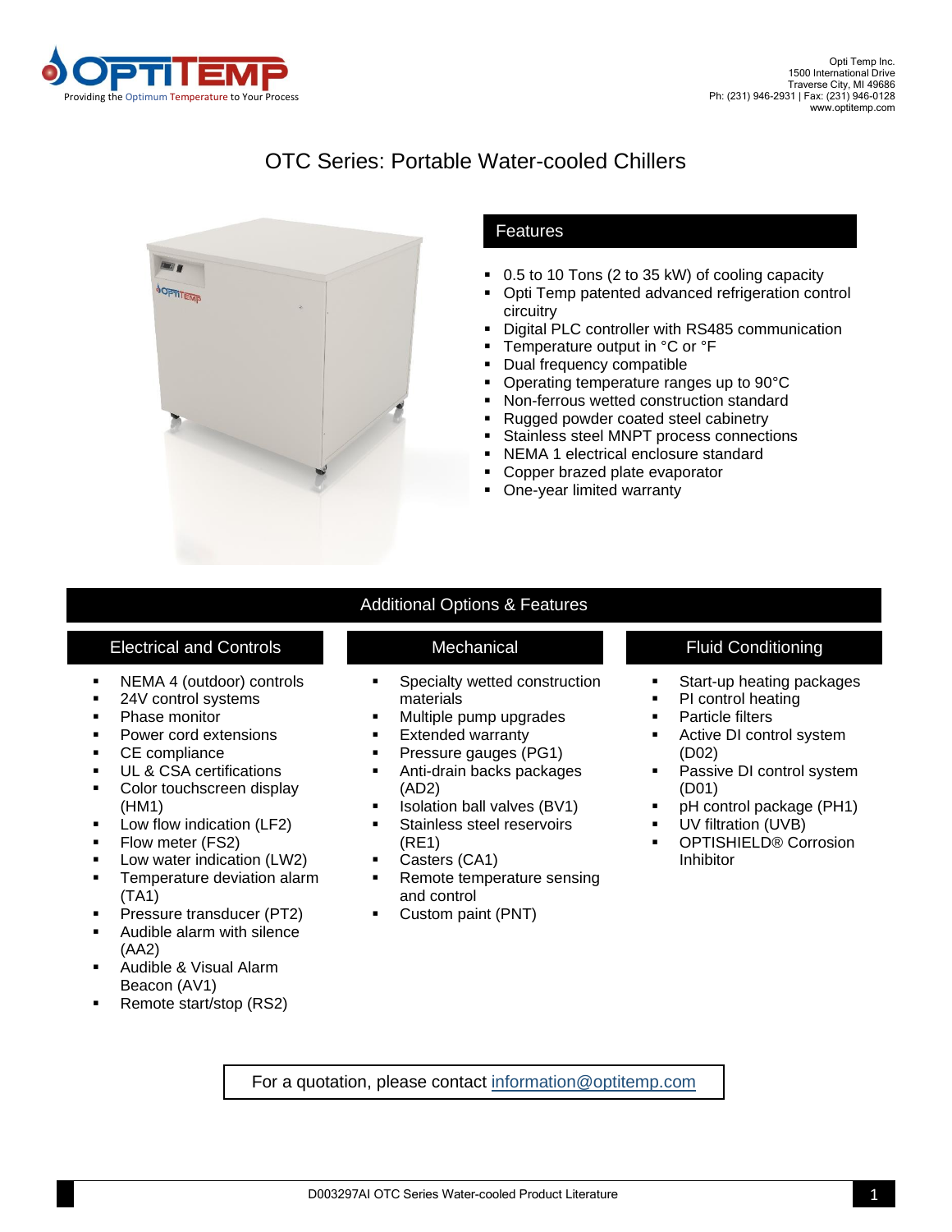Opti Temp Inc.
1500 International Drive
Traverse City, MI 49686
Ph: (231) 946-2931 | Fax: (231) 946-0128
www.optitemp.com

# OTC Series: Portable Water-cooled Chillers

## Features

- 0.5 to 10 Tons (2 to 35 kW) of cooling capacity
- Opti Temp patented advanced refrigeration control circuitry
- Digital PLC controller with RS485 communication
- Temperature output in °C or °F
- Dual frequency compatible
- Operating temperature ranges up to 90°C
- Non-ferrous wetted construction standard
- Rugged powder coated steel cabinetry
- Stainless steel MNPT process connections
- NEMA 1 electrical enclosure standard
- Copper brazed plate evaporator
- One-year limited warranty

## Additional Options & Features

### Electrical and Controls

- NEMA 4 (outdoor) controls
- 24V control systems
- Phase monitor
- Power cord extensions
- CE compliance
- UL & CSA certifications
- Color touchscreen display (HM1)
- Low flow indication (LF2)
- Flow meter (FS2)
- Low water indication (LW2)
- Temperature deviation alarm (TA1)
- Pressure transducer (PT2)
- Audible alarm with silence (AA2)
- Audible & Visual Alarm Beacon (AV1)
- Remote start/stop (RS2)

### Mechanical

- Specialty wetted construction materials
- Multiple pump upgrades
- Extended warranty
- Pressure gauges (PG1)
- Anti-drain backs packages (AD2)
- Isolation ball valves (BV1)
- Stainless steel reservoirs (RE1)
- Casters (CA1)
- Remote temperature sensing and control
- Custom paint (PNT)

### Fluid Conditioning

- Start-up heating packages
- PI control heating
- Particle filters
- Active DI control system (D02)
- Passive DI control system (D01)
- pH control package (PH1)
- UV filtration (UVB)
- OPTISHIELD® Corrosion Inhibitor

For a quotation, please contact information@optitemp.com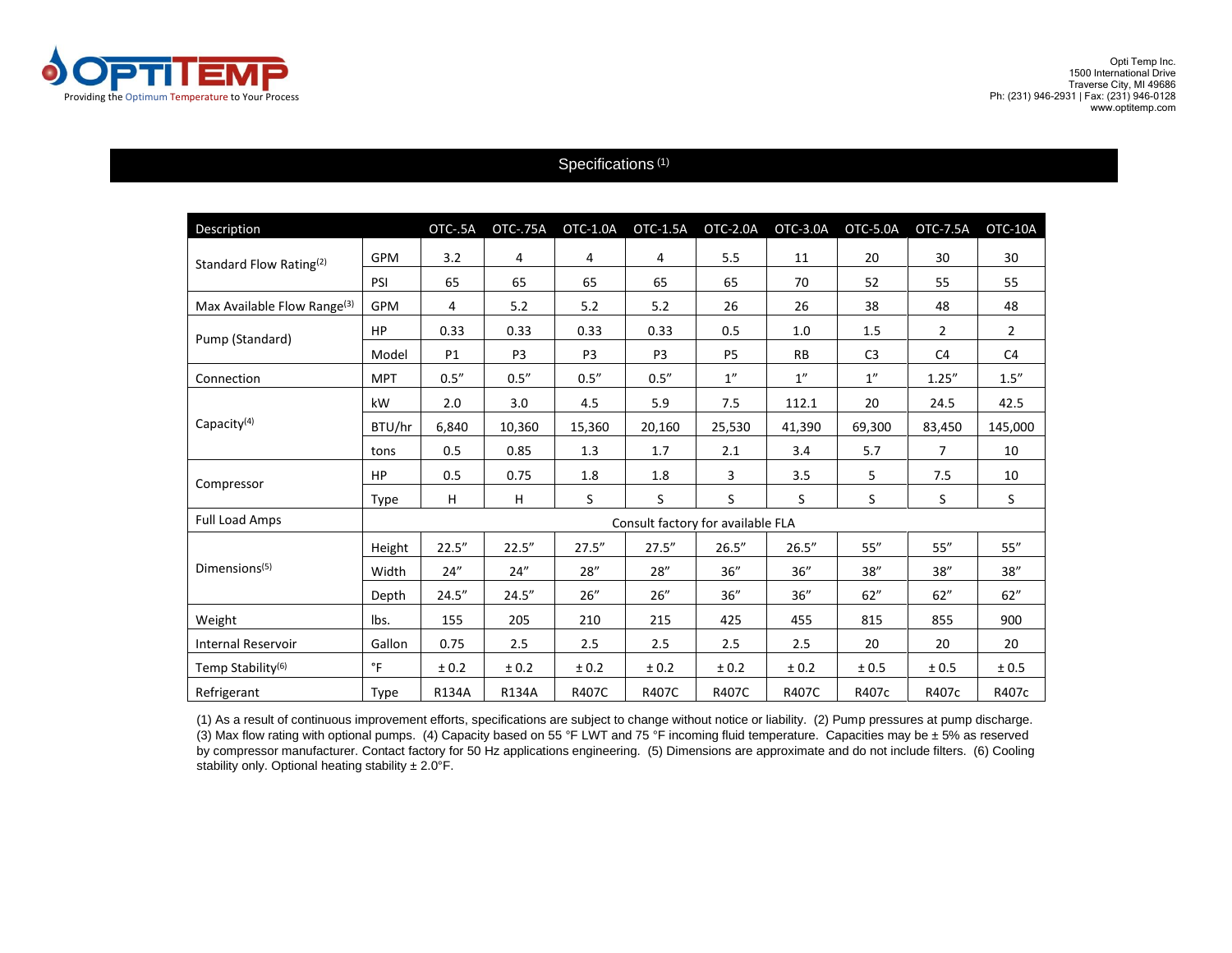Opti Temp Inc.
1500 International Drive
Traverse City, MI 49686
Ph: (231) 946-2931 | Fax: (231) 946-0128
www.optitemp.com

## Specifications [1]

| Description | | OTC-.5A | OTC-.75A | OTC-1.0A | OTC-1.5A | OTC-2.0A | OTC-3.0A | OTC-5.0A | OTC-7.5A | OTC-10A |
|---|---|---|---|---|---|---|---|---|---|---|
| Standard Flow Rating[2] | GPM | 3.2 | 4 | 4 | 4 | 5.5 | 11 | 20 | 30 | 30 |
| | PSI | 65 | 65 | 65 | 65 | 65 | 70 | 52 | 55 | 55 |
| Max Available Flow Range[3] | GPM | 4 | 5.2 | 5.2 | 5.2 | 26 | 26 | 38 | 48 | 48 |
| Pump (Standard) | HP | 0.33 | 0.33 | 0.33 | 0.33 | 0.5 | 1.0 | 1.5 | 2 | 2 |
| | Model | P1 | P3 | P3 | P3 | P5 | RB | C3 | C4 | C4 |
| Connection | MPT | 0.5″ | 0.5″ | 0.5″ | 0.5″ | 1″ | 1″ | 1″ | 1.25″ | 1.5″ |
| Capacity[4] | kW | 2.0 | 3.0 | 4.5 | 5.9 | 7.5 | 112.1 | 20 | 24.5 | 42.5 |
| | BTU/hr | 6,840 | 10,360 | 15,360 | 20,160 | 25,530 | 41,390 | 69,300 | 83,450 | 145,000 |
| | tons | 0.5 | 0.85 | 1.3 | 1.7 | 2.1 | 3.4 | 5.7 | 7 | 10 |
| Compressor | HP | 0.5 | 0.75 | 1.8 | 1.8 | 3 | 3.5 | 5 | 7.5 | 10 |
| | Type | H | H | S | S | S | S | S | S | S |
| Full Load Amps | Consult factory for available FLA | | | | | | | | | |
| Dimensions[5] | Height | 22.5″ | 22.5″ | 27.5″ | 27.5″ | 26.5″ | 26.5″ | 55″ | 55″ | 55″ |
| | Width | 24″ | 24″ | 28″ | 28″ | 36″ | 36″ | 38″ | 38″ | 38″ |
| | Depth | 24.5″ | 24.5″ | 26″ | 26″ | 36″ | 36″ | 62″ | 62″ | 62″ |
| Weight | lbs. | 155 | 205 | 210 | 215 | 425 | 455 | 815 | 855 | 900 |
| Internal Reservoir | Gallon | 0.75 | 2.5 | 2.5 | 2.5 | 2.5 | 2.5 | 20 | 20 | 20 |
| Temp Stability[6] | °F | ± 0.2 | ± 0.2 | ± 0.2 | ± 0.2 | ± 0.2 | ± 0.2 | ± 0.5 | ± 0.5 | ± 0.5 |
| Refrigerant | Type | R134A | R134A | R407C | R407C | R407C | R407C | R407c | R407c | R407c |

(1) As a result of continuous improvement efforts, specifications are subject to change without notice or liability. (2) Pump pressures at pump discharge. (3) Max flow rating with optional pumps. (4) Capacity based on 55 °F LWT and 75 °F incoming fluid temperature. Capacities may be ± 5% as reserved by compressor manufacturer. Contact factory for 50 Hz applications engineering. (5) Dimensions are approximate and do not include filters. (6) Cooling stability only. Optional heating stability ± 2.0°F.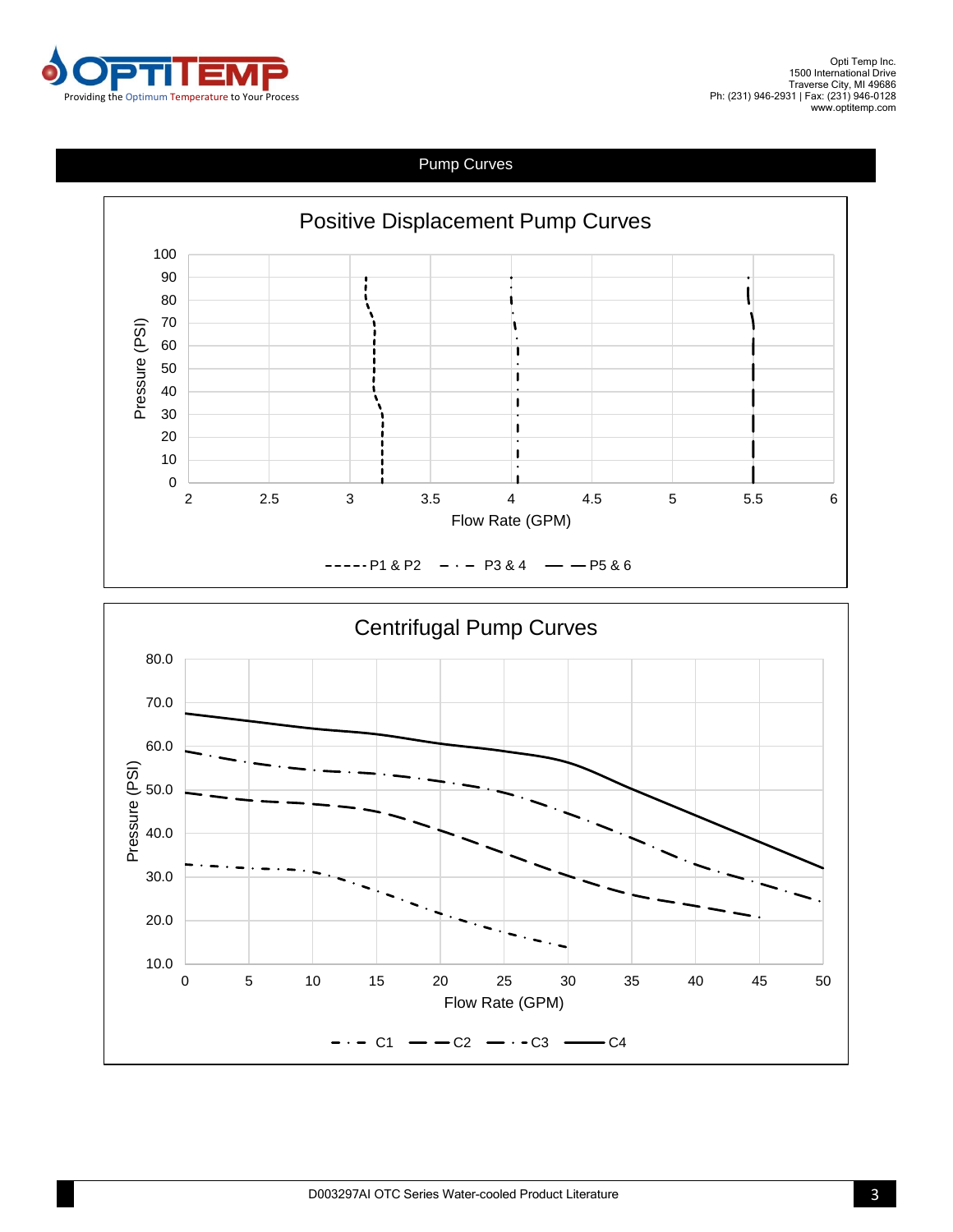## Pump Curves

Positive Displacement Pump Curves

Pressure (PSI)

100
90
80
70
60
50
40
30
20
10
0

2 2.5 3 3.5 4 4.5 5 5.5 6

Flow Rate (GPM)

P1 & P2 P3 & 4 P5 & 6

Centrifugal Pump Curves

Pressure (PSI)

80.0
70.0
60.0
50.0
40.0
30.0
20.0
10.0

0 5 10 15 20 25 30 35 40 45 50

Flow Rate (GPM)

C1 C2 C3 C4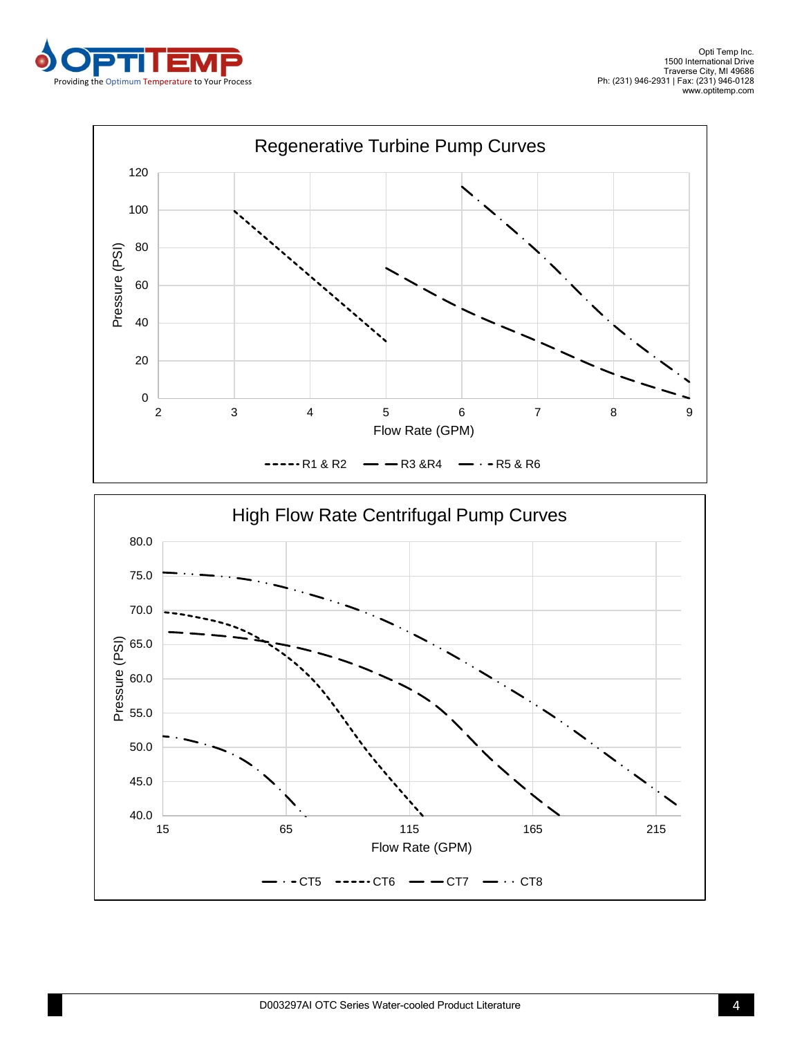Opti Temp Inc.
1500 International Drive
Traverse City, MI 49686
Ph: (231) 946-2931 | Fax: (231) 946-0128
www.optitemp.com

## Regenerative Turbine Pump Curves

Pressure (PSI)

120
100
80
60
40
20
0

2 3 4 5 6 7 8 9

Flow Rate (GPM)

R1 & R2   R3 &R4   R5 & R6

## High Flow Rate Centrifugal Pump Curves

Pressure (PSI)

80.0
75.0
70.0
65.0
60.0
55.0
50.0
45.0
40.0

15 65 115 165 215

Flow Rate (GPM)

CT5   CT6   CT7   CT8

D003297AI OTC Series Water-cooled Product Literature